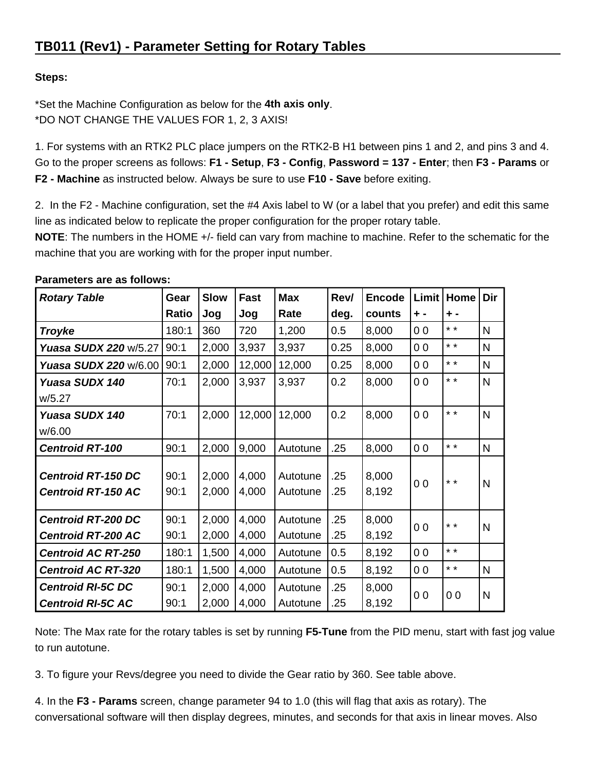## TB011 (Rev1) - Parameter Setting for Rotary Tables

**Steps:**

*Set the Machine Configuration as below for the **4th axis only**.
*DO NOT CHANGE THE VALUES FOR 1, 2, 3 AXIS!

1. For systems with an RTK2 PLC place jumpers on the RTK2-B H1 between pins 1 and 2, and pins 3 and 4. Go to the proper screens as follows: **F1 - Setup**, **F3 - Config**, **Password = 137 - Enter**; then **F3 - Params** or **F2 - Machine** as instructed below. Always be sure to use **F10 - Save** before exiting.

2. In the F2 - Machine configuration, set the #4 Axis label to W (or a label that you prefer) and edit this same line as indicated below to replicate the proper configuration for the proper rotary table.
**NOTE**: The numbers in the HOME +/- field can vary from machine to machine. Refer to the schematic for the machine that you are working with for the proper input number.

**Parameters are as follows:**

| *Rotary Table* | Gear Ratio | Slow Jog | Fast Jog | Max Rate | Rev/ deg. | Encode counts | Limit + - | Home + - | Dir |
|---|---|---|---|---|---|---|---|---|---|
| ***Troyke*** | 180:1 | 360 | 720 | 1,200 | 0.5 | 8,000 | 0 0 | * * | N |
| ***Yuasa SUDX 220*** w/5.27 | 90:1 | 2,000 | 3,937 | 3,937 | 0.25 | 8,000 | 0 0 | * * | N |
| ***Yuasa SUDX 220*** w/6.00 | 90:1 | 2,000 | 12,000 | 12,000 | 0.25 | 8,000 | 0 0 | * * | N |
| ***Yuasa SUDX 140*** w/5.27 | 70:1 | 2,000 | 3,937 | 3,937 | 0.2 | 8,000 | 0 0 | * * | N |
| ***Yuasa SUDX 140*** w/6.00 | 70:1 | 2,000 | 12,000 | 12,000 | 0.2 | 8,000 | 0 0 | * * | N |
| ***Centroid RT-100*** | 90:1 | 2,000 | 9,000 | Autotune | .25 | 8,000 | 0 0 | * * | N |
| ***Centroid RT-150 DC*** ***Centroid RT-150 AC*** | 90:1 90:1 | 2,000 2,000 | 4,000 4,000 | Autotune Autotune | .25 .25 | 8,000 8,192 | 0 0 | * * | N |
| ***Centroid RT-200 DC*** ***Centroid RT-200 AC*** | 90:1 90:1 | 2,000 2,000 | 4,000 4,000 | Autotune Autotune | .25 .25 | 8,000 8,192 | 0 0 | * * | N |
| ***Centroid AC RT-250*** | 180:1 | 1,500 | 4,000 | Autotune | 0.5 | 8,192 | 0 0 | * * | |
| ***Centroid AC RT-320*** | 180:1 | 1,500 | 4,000 | Autotune | 0.5 | 8,192 | 0 0 | * * | N |
| ***Centroid RI-5C DC*** ***Centroid RI-5C AC*** | 90:1 90:1 | 2,000 2,000 | 4,000 4,000 | Autotune Autotune | .25 .25 | 8,000 8,192 | 0 0 | 0 0 | N |

Note: The Max rate for the rotary tables is set by running **F5-Tune** from the PID menu, start with fast jog value to run autotune.

3. To figure your Revs/degree you need to divide the Gear ratio by 360. See table above.

4. In the **F3 - Params** screen, change parameter 94 to 1.0 (this will flag that axis as rotary). The conversational software will then display degrees, minutes, and seconds for that axis in linear moves. Also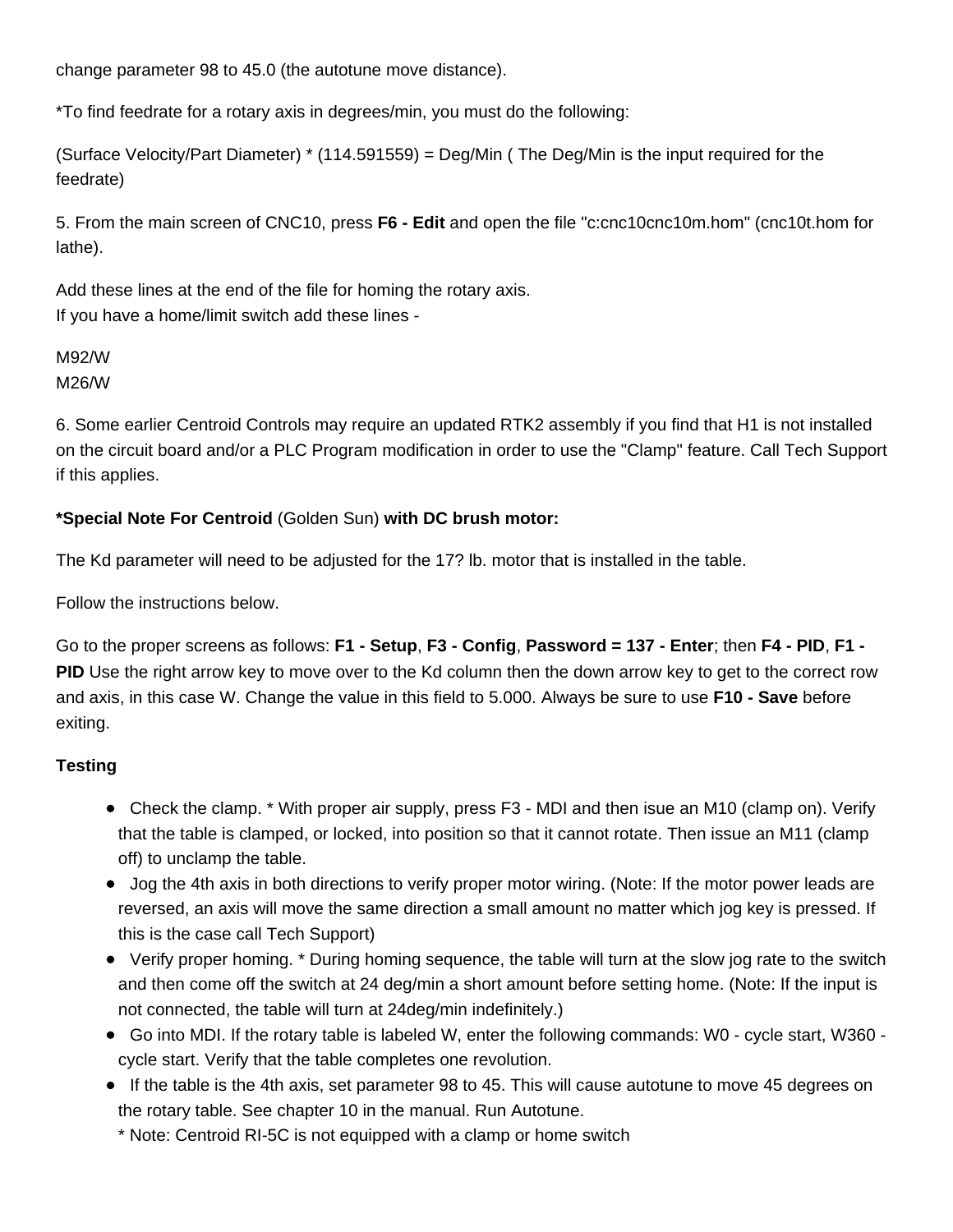change parameter 98 to 45.0 (the autotune move distance).

*To find feedrate for a rotary axis in degrees/min, you must do the following:

(Surface Velocity/Part Diameter) * (114.591559) = Deg/Min ( The Deg/Min is the input required for the feedrate)

5. From the main screen of CNC10, press **F6 - Edit** and open the file "c:cnc10cnc10m.hom" (cnc10t.hom for lathe).

Add these lines at the end of the file for homing the rotary axis.
If you have a home/limit switch add these lines -

M92/W
M26/W

6. Some earlier Centroid Controls may require an updated RTK2 assembly if you find that H1 is not installed on the circuit board and/or a PLC Program modification in order to use the "Clamp" feature. Call Tech Support if this applies.

***Special Note For Centroid** (Golden Sun) **with DC brush motor:**

The Kd parameter will need to be adjusted for the 17? lb. motor that is installed in the table.

Follow the instructions below.

Go to the proper screens as follows: **F1 - Setup**, **F3 - Config**, **Password = 137 - Enter**; then **F4 - PID**, **F1 - PID** Use the right arrow key to move over to the Kd column then the down arrow key to get to the correct row and axis, in this case W. Change the value in this field to 5.000. Always be sure to use **F10 - Save** before exiting.

**Testing**

- Check the clamp. * With proper air supply, press F3 - MDI and then isue an M10 (clamp on). Verify that the table is clamped, or locked, into position so that it cannot rotate. Then issue an M11 (clamp off) to unclamp the table.
- Jog the 4th axis in both directions to verify proper motor wiring. (Note: If the motor power leads are reversed, an axis will move the same direction a small amount no matter which jog key is pressed. If this is the case call Tech Support)
- Verify proper homing. * During homing sequence, the table will turn at the slow jog rate to the switch and then come off the switch at 24 deg/min a short amount before setting home. (Note: If the input is not connected, the table will turn at 24deg/min indefinitely.)
- Go into MDI. If the rotary table is labeled W, enter the following commands: W0 - cycle start, W360 - cycle start. Verify that the table completes one revolution.
- If the table is the 4th axis, set parameter 98 to 45. This will cause autotune to move 45 degrees on the rotary table. See chapter 10 in the manual. Run Autotune.
  * Note: Centroid RI-5C is not equipped with a clamp or home switch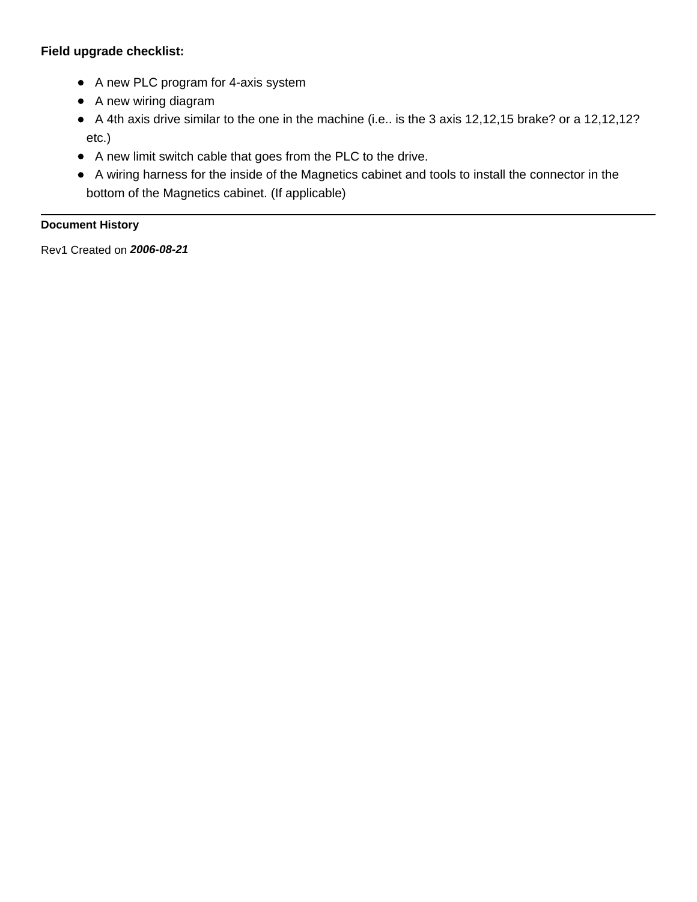**Field upgrade checklist:**

- A new PLC program for 4-axis system
- A new wiring diagram
- A 4th axis drive similar to the one in the machine (i.e.. is the 3 axis 12,12,15 brake? or a 12,12,12? etc.)
- A new limit switch cable that goes from the PLC to the drive.
- A wiring harness for the inside of the Magnetics cabinet and tools to install the connector in the bottom of the Magnetics cabinet. (If applicable)

---

**Document History**

Rev1 Created on ***2006-08-21***